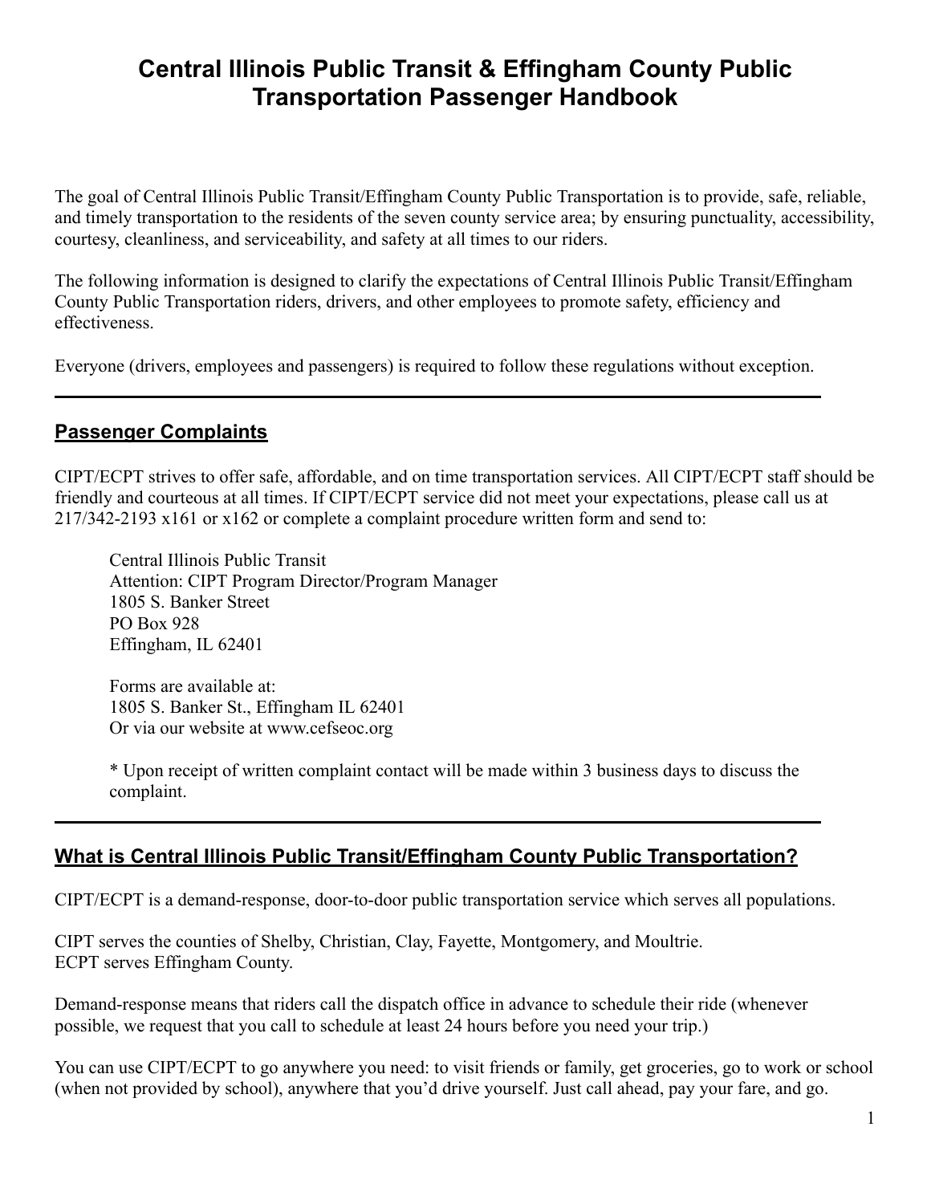# Central Illinois Public Transit & Effingham County Public Transportation Passenger Handbook

The goal of Central Illinois Public Transit/Effingham County Public Transportation is to provide, safe, reliable, and timely transportation to the residents of the seven county service area; by ensuring punctuality, accessibility, courtesy, cleanliness, and serviceability, and safety at all times to our riders.

The following information is designed to clarify the expectations of Central Illinois Public Transit/Effingham County Public Transportation riders, drivers, and other employees to promote safety, efficiency and effectiveness.

Everyone (drivers, employees and passengers) is required to follow these regulations without exception.

---

## Passenger Complaints

CIPT/ECPT strives to offer safe, affordable, and on time transportation services. All CIPT/ECPT staff should be friendly and courteous at all times. If CIPT/ECPT service did not meet your expectations, please call us at 217/342-2193 x161 or x162 or complete a complaint procedure written form and send to:

> Central Illinois Public Transit
> Attention: CIPT Program Director/Program Manager
> 1805 S. Banker Street
> PO Box 928
> Effingham, IL 62401
>
> Forms are available at:
> 1805 S. Banker St., Effingham IL 62401
> Or via our website at www.cefseoc.org
>
> * Upon receipt of written complaint contact will be made within 3 business days to discuss the complaint.

---

## What is Central Illinois Public Transit/Effingham County Public Transportation?

CIPT/ECPT is a demand-response, door-to-door public transportation service which serves all populations.

CIPT serves the counties of Shelby, Christian, Clay, Fayette, Montgomery, and Moultrie.
ECPT serves Effingham County.

Demand-response means that riders call the dispatch office in advance to schedule their ride (whenever possible, we request that you call to schedule at least 24 hours before you need your trip.)

You can use CIPT/ECPT to go anywhere you need: to visit friends or family, get groceries, go to work or school (when not provided by school), anywhere that you'd drive yourself. Just call ahead, pay your fare, and go.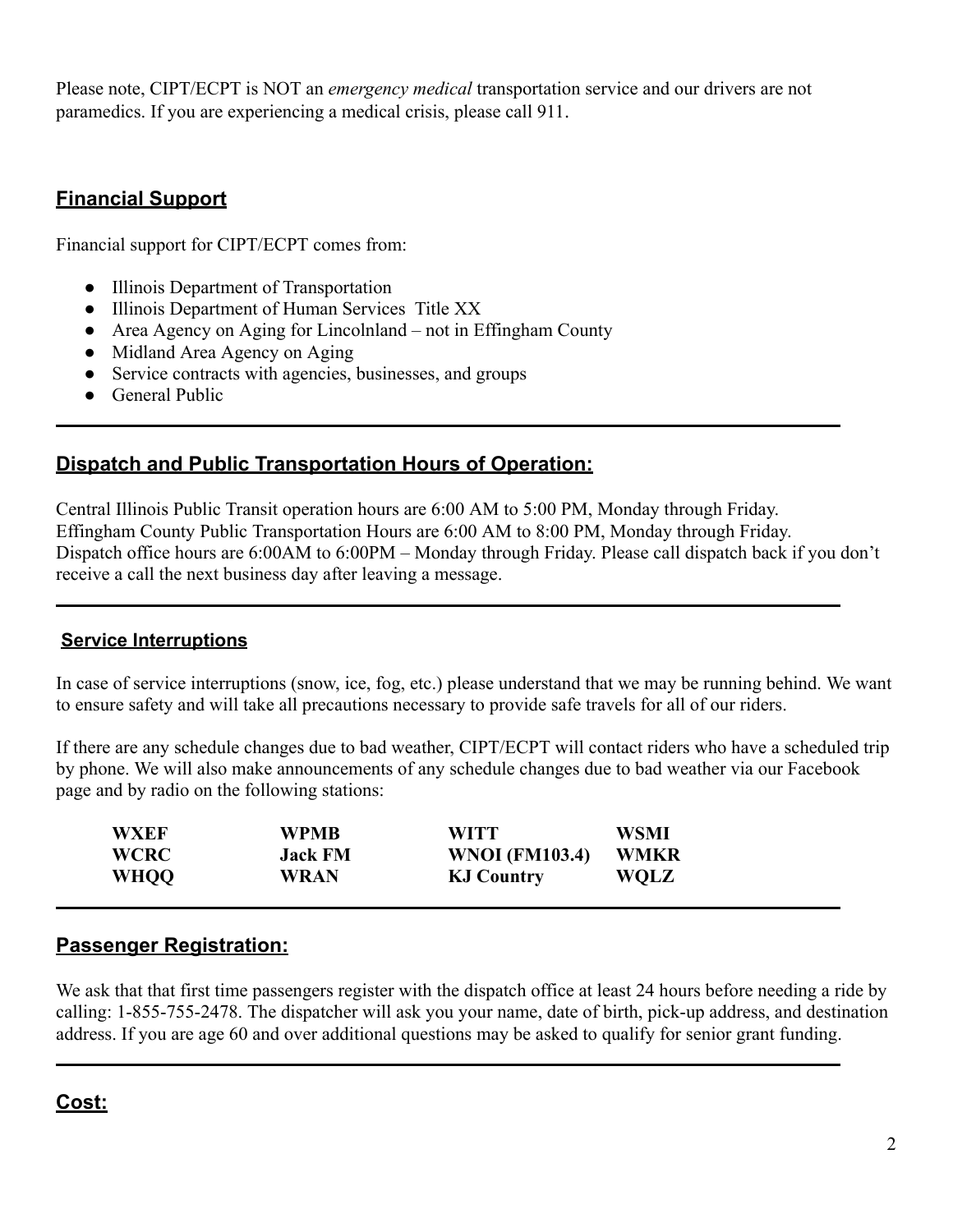Please note, CIPT/ECPT is NOT an *emergency medical* transportation service and our drivers are not paramedics. If you are experiencing a medical crisis, please call 911.

## Financial Support

Financial support for CIPT/ECPT comes from:

- Illinois Department of Transportation
- Illinois Department of Human Services Title XX
- Area Agency on Aging for Lincolnland – not in Effingham County
- Midland Area Agency on Aging
- Service contracts with agencies, businesses, and groups
- General Public

---

## Dispatch and Public Transportation Hours of Operation:

Central Illinois Public Transit operation hours are 6:00 AM to 5:00 PM, Monday through Friday.
Effingham County Public Transportation Hours are 6:00 AM to 8:00 PM, Monday through Friday.
Dispatch office hours are 6:00AM to 6:00PM – Monday through Friday. Please call dispatch back if you don't receive a call the next business day after leaving a message.

---

### Service Interruptions

In case of service interruptions (snow, ice, fog, etc.) please understand that we may be running behind. We want to ensure safety and will take all precautions necessary to provide safe travels for all of our riders.

If there are any schedule changes due to bad weather, CIPT/ECPT will contact riders who have a scheduled trip by phone. We will also make announcements of any schedule changes due to bad weather via our Facebook page and by radio on the following stations:

| | | | |
|---|---|---|---|
| **WXEF** | **WPMB** | **WITT** | **WSMI** |
| **WCRC** | **Jack FM** | **WNOI (FM103.4)** | **WMKR** |
| **WHQQ** | **WRAN** | **KJ Country** | **WQLZ** |

---

## Passenger Registration:

We ask that that first time passengers register with the dispatch office at least 24 hours before needing a ride by calling: 1-855-755-2478. The dispatcher will ask you your name, date of birth, pick-up address, and destination address. If you are age 60 and over additional questions may be asked to qualify for senior grant funding.

---

## Cost: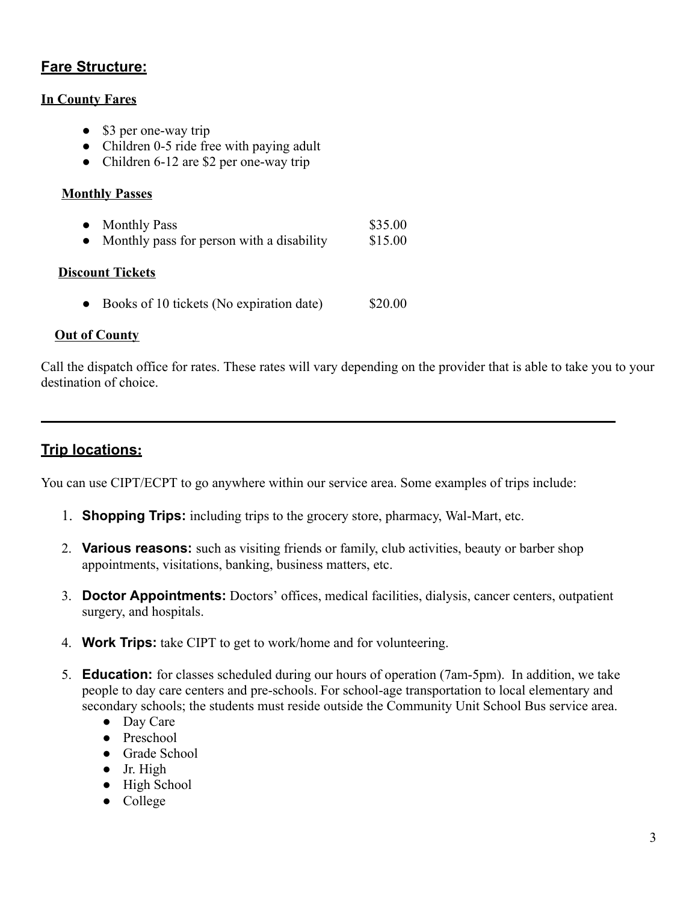## **Fare Structure:**

### **In County Fares**

- $3 per one-way trip
- Children 0-5 ride free with paying adult
- Children 6-12 are $2 per one-way trip

#### **Monthly Passes**

| | |
|---|---|
| Monthly Pass | $35.00 |
| Monthly pass for person with a disability | $15.00 |

#### **Discount Tickets**

| | |
|---|---|
| Books of 10 tickets (No expiration date) | $20.00 |

#### **Out of County**

Call the dispatch office for rates. These rates will vary depending on the provider that is able to take you to your destination of choice.

---

## **Trip locations:**

You can use CIPT/ECPT to go anywhere within our service area. Some examples of trips include:

1. **Shopping Trips:** including trips to the grocery store, pharmacy, Wal-Mart, etc.
2. **Various reasons:** such as visiting friends or family, club activities, beauty or barber shop appointments, visitations, banking, business matters, etc.
3. **Doctor Appointments:** Doctors' offices, medical facilities, dialysis, cancer centers, outpatient surgery, and hospitals.
4. **Work Trips:** take CIPT to get to work/home and for volunteering.
5. **Education:** for classes scheduled during our hours of operation (7am-5pm). In addition, we take people to day care centers and pre-schools. For school-age transportation to local elementary and secondary schools; the students must reside outside the Community Unit School Bus service area.
   - Day Care
   - Preschool
   - Grade School
   - Jr. High
   - High School
   - College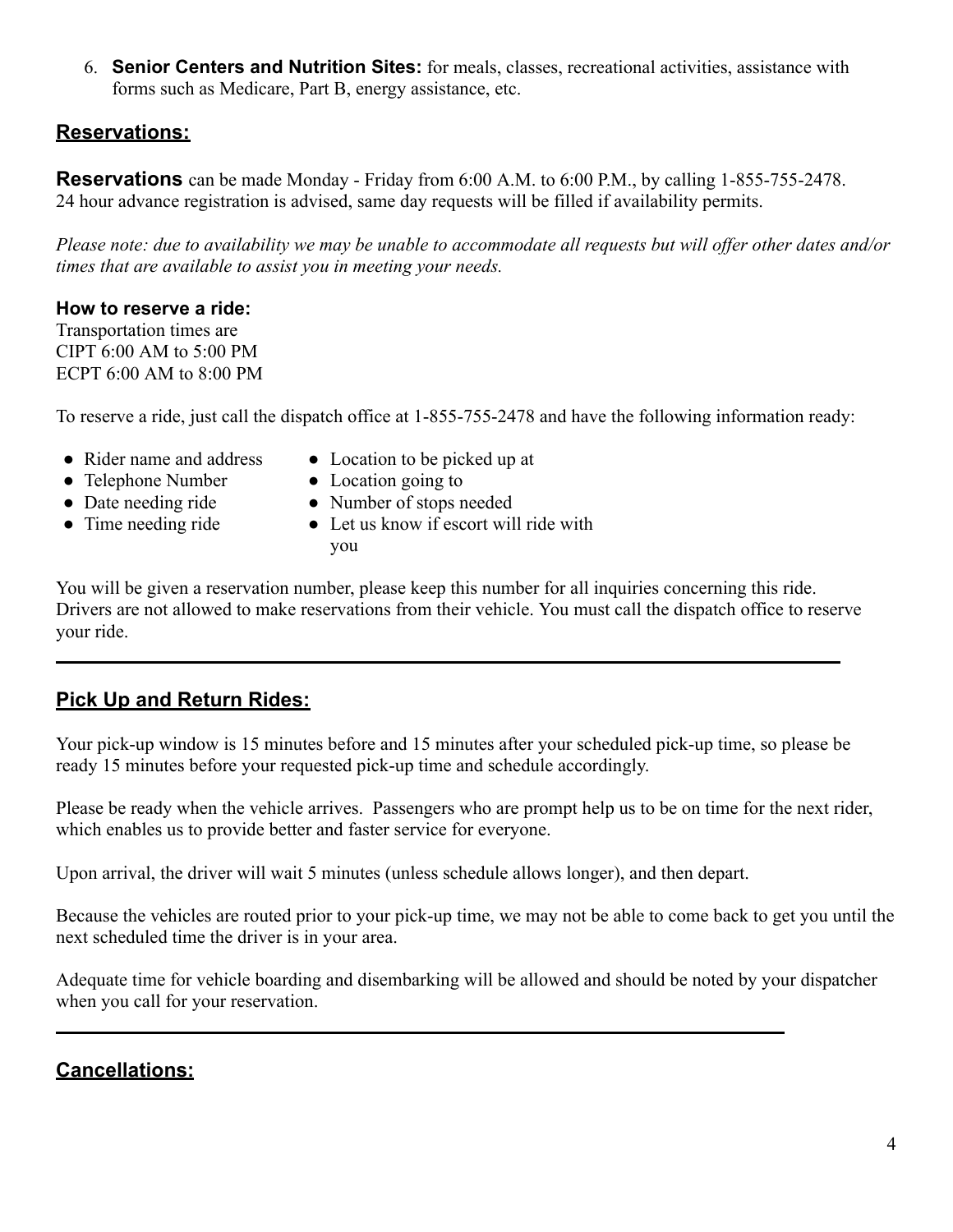6. **Senior Centers and Nutrition Sites:** for meals, classes, recreational activities, assistance with forms such as Medicare, Part B, energy assistance, etc.

## Reservations:

**Reservations** can be made Monday - Friday from 6:00 A.M. to 6:00 P.M., by calling 1-855-755-2478. 24 hour advance registration is advised, same day requests will be filled if availability permits.

*Please note: due to availability we may be unable to accommodate all requests but will offer other dates and/or times that are available to assist you in meeting your needs.*

**How to reserve a ride:**
Transportation times are
CIPT 6:00 AM to 5:00 PM
ECPT 6:00 AM to 8:00 PM

To reserve a ride, just call the dispatch office at 1-855-755-2478 and have the following information ready:

- Rider name and address
- Telephone Number
- Date needing ride
- Time needing ride
- Location to be picked up at
- Location going to
- Number of stops needed
- Let us know if escort will ride with you

You will be given a reservation number, please keep this number for all inquiries concerning this ride. Drivers are not allowed to make reservations from their vehicle. You must call the dispatch office to reserve your ride.

---

## Pick Up and Return Rides:

Your pick-up window is 15 minutes before and 15 minutes after your scheduled pick-up time, so please be ready 15 minutes before your requested pick-up time and schedule accordingly.

Please be ready when the vehicle arrives. Passengers who are prompt help us to be on time for the next rider, which enables us to provide better and faster service for everyone.

Upon arrival, the driver will wait 5 minutes (unless schedule allows longer), and then depart.

Because the vehicles are routed prior to your pick-up time, we may not be able to come back to get you until the next scheduled time the driver is in your area.

Adequate time for vehicle boarding and disembarking will be allowed and should be noted by your dispatcher when you call for your reservation.

---

## Cancellations: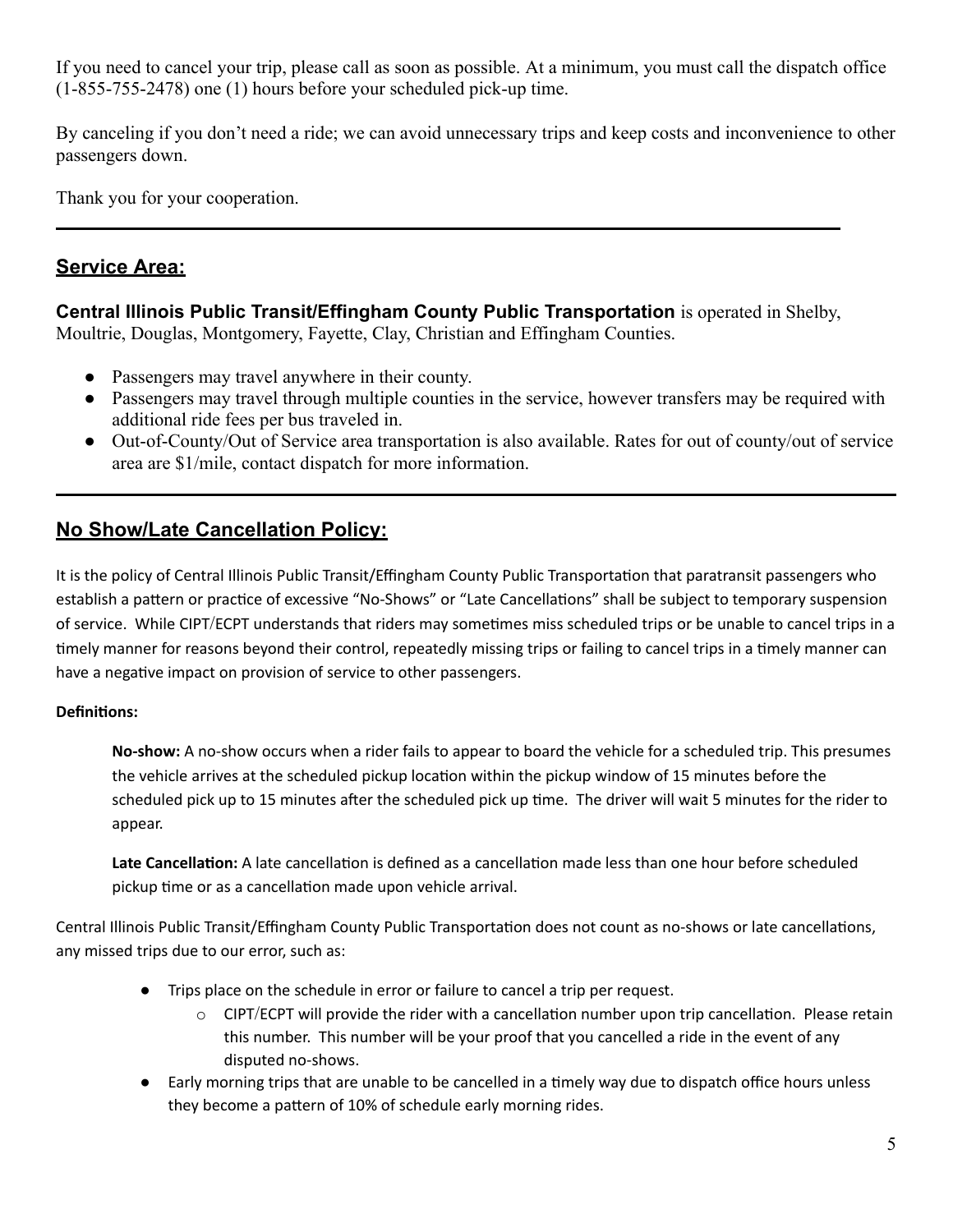If you need to cancel your trip, please call as soon as possible. At a minimum, you must call the dispatch office (1-855-755-2478) one (1) hours before your scheduled pick-up time.

By canceling if you don't need a ride; we can avoid unnecessary trips and keep costs and inconvenience to other passengers down.

Thank you for your cooperation.

---

## Service Area:

**Central Illinois Public Transit/Effingham County Public Transportation** is operated in Shelby, Moultrie, Douglas, Montgomery, Fayette, Clay, Christian and Effingham Counties.

- Passengers may travel anywhere in their county.
- Passengers may travel through multiple counties in the service, however transfers may be required with additional ride fees per bus traveled in.
- Out-of-County/Out of Service area transportation is also available. Rates for out of county/out of service area are $1/mile, contact dispatch for more information.

---

## No Show/Late Cancellation Policy:

It is the policy of Central Illinois Public Transit/Effingham County Public Transportation that paratransit passengers who establish a pattern or practice of excessive "No-Shows" or "Late Cancellations" shall be subject to temporary suspension of service. While CIPT/ECPT understands that riders may sometimes miss scheduled trips or be unable to cancel trips in a timely manner for reasons beyond their control, repeatedly missing trips or failing to cancel trips in a timely manner can have a negative impact on provision of service to other passengers.

**Definitions:**

**No-show:** A no-show occurs when a rider fails to appear to board the vehicle for a scheduled trip. This presumes the vehicle arrives at the scheduled pickup location within the pickup window of 15 minutes before the scheduled pick up to 15 minutes after the scheduled pick up time. The driver will wait 5 minutes for the rider to appear.

**Late Cancellation:** A late cancellation is defined as a cancellation made less than one hour before scheduled pickup time or as a cancellation made upon vehicle arrival.

Central Illinois Public Transit/Effingham County Public Transportation does not count as no-shows or late cancellations, any missed trips due to our error, such as:

- Trips place on the schedule in error or failure to cancel a trip per request.
  - CIPT/ECPT will provide the rider with a cancellation number upon trip cancellation. Please retain this number. This number will be your proof that you cancelled a ride in the event of any disputed no-shows.
- Early morning trips that are unable to be cancelled in a timely way due to dispatch office hours unless they become a pattern of 10% of schedule early morning rides.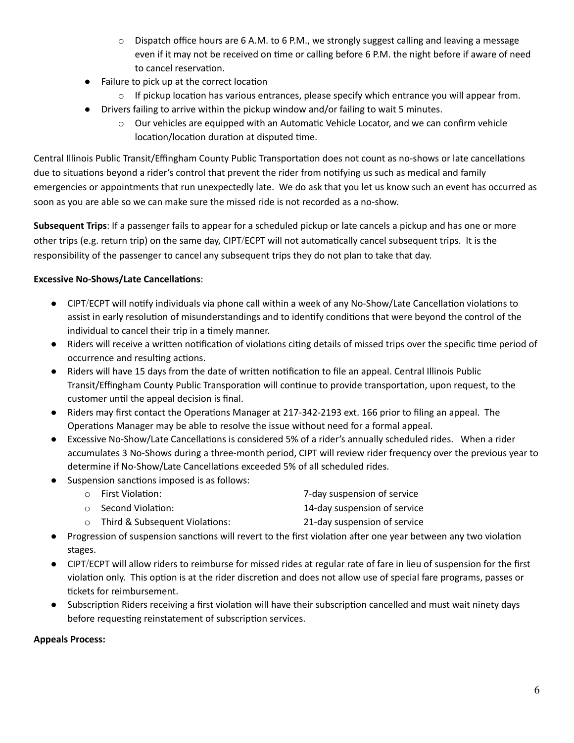- Dispatch office hours are 6 A.M. to 6 P.M., we strongly suggest calling and leaving a message even if it may not be received on time or calling before 6 P.M. the night before if aware of need to cancel reservation.
- Failure to pick up at the correct location
   - If pickup location has various entrances, please specify which entrance you will appear from.
- Drivers failing to arrive within the pickup window and/or failing to wait 5 minutes.
   - Our vehicles are equipped with an Automatic Vehicle Locator, and we can confirm vehicle location/location duration at disputed time.

Central Illinois Public Transit/Effingham County Public Transportation does not count as no-shows or late cancellations due to situations beyond a rider's control that prevent the rider from notifying us such as medical and family emergencies or appointments that run unexpectedly late. We do ask that you let us know such an event has occurred as soon as you are able so we can make sure the missed ride is not recorded as a no-show.

**Subsequent Trips**: If a passenger fails to appear for a scheduled pickup or late cancels a pickup and has one or more other trips (e.g. return trip) on the same day, CIPT/ECPT will not automatically cancel subsequent trips. It is the responsibility of the passenger to cancel any subsequent trips they do not plan to take that day.

**Excessive No-Shows/Late Cancellations**:

- CIPT/ECPT will notify individuals via phone call within a week of any No-Show/Late Cancellation violations to assist in early resolution of misunderstandings and to identify conditions that were beyond the control of the individual to cancel their trip in a timely manner.
- Riders will receive a written notification of violations citing details of missed trips over the specific time period of occurrence and resulting actions.
- Riders will have 15 days from the date of written notification to file an appeal. Central Illinois Public Transit/Effingham County Public Transporation will continue to provide transportation, upon request, to the customer until the appeal decision is final.
- Riders may first contact the Operations Manager at 217-342-2193 ext. 166 prior to filing an appeal. The Operations Manager may be able to resolve the issue without need for a formal appeal.
- Excessive No-Show/Late Cancellations is considered 5% of a rider's annually scheduled rides. When a rider accumulates 3 No-Shows during a three-month period, CIPT will review rider frequency over the previous year to determine if No-Show/Late Cancellations exceeded 5% of all scheduled rides.
- Suspension sanctions imposed is as follows:
   - First Violation: 7-day suspension of service
   - Second Violation: 14-day suspension of service
   - Third & Subsequent Violations: 21-day suspension of service
- Progression of suspension sanctions will revert to the first violation after one year between any two violation stages.
- CIPT/ECPT will allow riders to reimburse for missed rides at regular rate of fare in lieu of suspension for the first violation only. This option is at the rider discretion and does not allow use of special fare programs, passes or tickets for reimbursement.
- Subscription Riders receiving a first violation will have their subscription cancelled and must wait ninety days before requesting reinstatement of subscription services.

**Appeals Process:**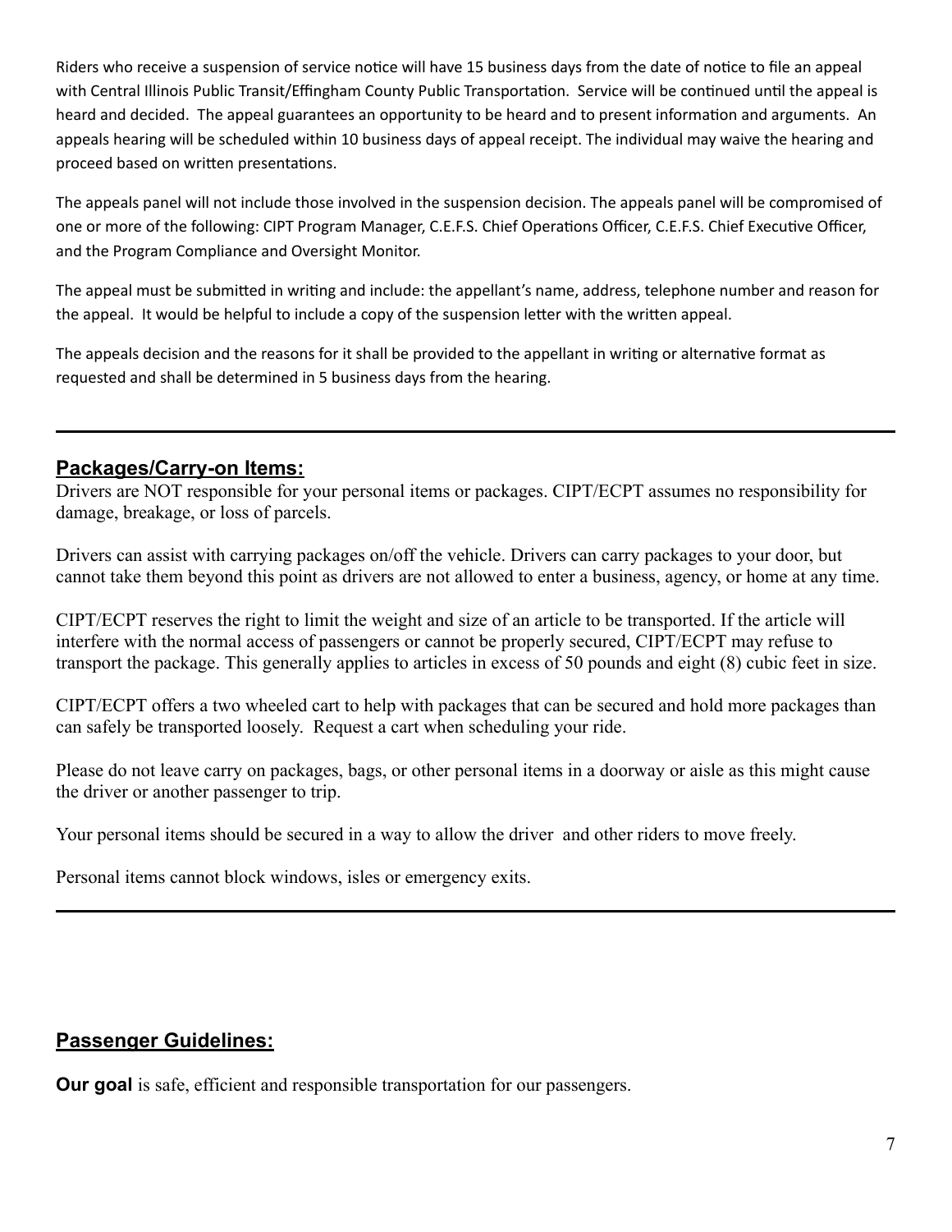Riders who receive a suspension of service notice will have 15 business days from the date of notice to file an appeal with Central Illinois Public Transit/Effingham County Public Transportation. Service will be continued until the appeal is heard and decided. The appeal guarantees an opportunity to be heard and to present information and arguments. An appeals hearing will be scheduled within 10 business days of appeal receipt. The individual may waive the hearing and proceed based on written presentations.

The appeals panel will not include those involved in the suspension decision. The appeals panel will be compromised of one or more of the following: CIPT Program Manager, C.E.F.S. Chief Operations Officer, C.E.F.S. Chief Executive Officer, and the Program Compliance and Oversight Monitor.

The appeal must be submitted in writing and include: the appellant's name, address, telephone number and reason for the appeal. It would be helpful to include a copy of the suspension letter with the written appeal.

The appeals decision and the reasons for it shall be provided to the appellant in writing or alternative format as requested and shall be determined in 5 business days from the hearing.

---

## Packages/Carry-on Items:

Drivers are NOT responsible for your personal items or packages. CIPT/ECPT assumes no responsibility for damage, breakage, or loss of parcels.

Drivers can assist with carrying packages on/off the vehicle. Drivers can carry packages to your door, but cannot take them beyond this point as drivers are not allowed to enter a business, agency, or home at any time.

CIPT/ECPT reserves the right to limit the weight and size of an article to be transported. If the article will interfere with the normal access of passengers or cannot be properly secured, CIPT/ECPT may refuse to transport the package. This generally applies to articles in excess of 50 pounds and eight (8) cubic feet in size.

CIPT/ECPT offers a two wheeled cart to help with packages that can be secured and hold more packages than can safely be transported loosely. Request a cart when scheduling your ride.

Please do not leave carry on packages, bags, or other personal items in a doorway or aisle as this might cause the driver or another passenger to trip.

Your personal items should be secured in a way to allow the driver and other riders to move freely.

Personal items cannot block windows, isles or emergency exits.

---

## Passenger Guidelines:

**Our goal** is safe, efficient and responsible transportation for our passengers.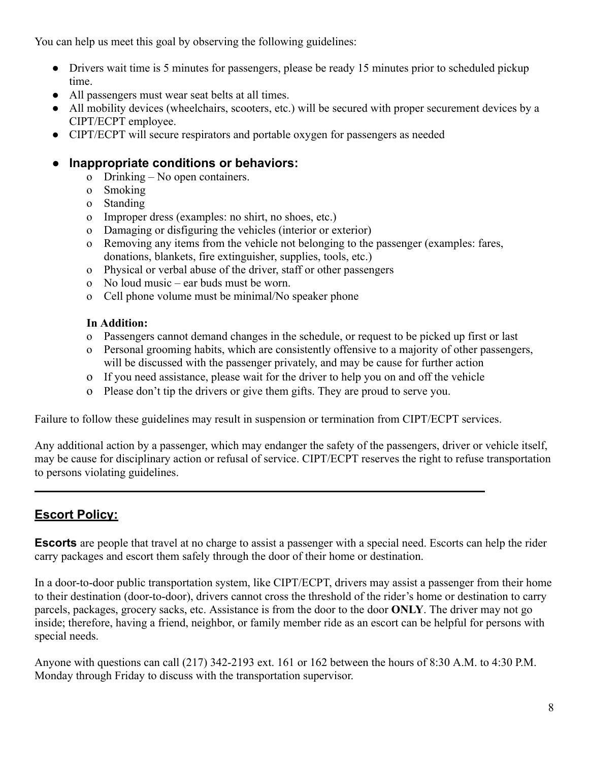You can help us meet this goal by observing the following guidelines:

- Drivers wait time is 5 minutes for passengers, please be ready 15 minutes prior to scheduled pickup time.
- All passengers must wear seat belts at all times.
- All mobility devices (wheelchairs, scooters, etc.) will be secured with proper securement devices by a CIPT/ECPT employee.
- CIPT/ECPT will secure respirators and portable oxygen for passengers as needed
- **Inappropriate conditions or behaviors:**
  - Drinking – No open containers.
  - Smoking
  - Standing
  - Improper dress (examples: no shirt, no shoes, etc.)
  - Damaging or disfiguring the vehicles (interior or exterior)
  - Removing any items from the vehicle not belonging to the passenger (examples: fares, donations, blankets, fire extinguisher, supplies, tools, etc.)
  - Physical or verbal abuse of the driver, staff or other passengers
  - No loud music – ear buds must be worn.
  - Cell phone volume must be minimal/No speaker phone

  **In Addition:**
  - Passengers cannot demand changes in the schedule, or request to be picked up first or last
  - Personal grooming habits, which are consistently offensive to a majority of other passengers, will be discussed with the passenger privately, and may be cause for further action
  - If you need assistance, please wait for the driver to help you on and off the vehicle
  - Please don't tip the drivers or give them gifts. They are proud to serve you.

Failure to follow these guidelines may result in suspension or termination from CIPT/ECPT services.

Any additional action by a passenger, which may endanger the safety of the passengers, driver or vehicle itself, may be cause for disciplinary action or refusal of service. CIPT/ECPT reserves the right to refuse transportation to persons violating guidelines.

---

## Escort Policy:

**Escorts** are people that travel at no charge to assist a passenger with a special need. Escorts can help the rider carry packages and escort them safely through the door of their home or destination.

In a door-to-door public transportation system, like CIPT/ECPT, drivers may assist a passenger from their home to their destination (door-to-door), drivers cannot cross the threshold of the rider's home or destination to carry parcels, packages, grocery sacks, etc. Assistance is from the door to the door **ONLY**. The driver may not go inside; therefore, having a friend, neighbor, or family member ride as an escort can be helpful for persons with special needs.

Anyone with questions can call (217) 342-2193 ext. 161 or 162 between the hours of 8:30 A.M. to 4:30 P.M. Monday through Friday to discuss with the transportation supervisor.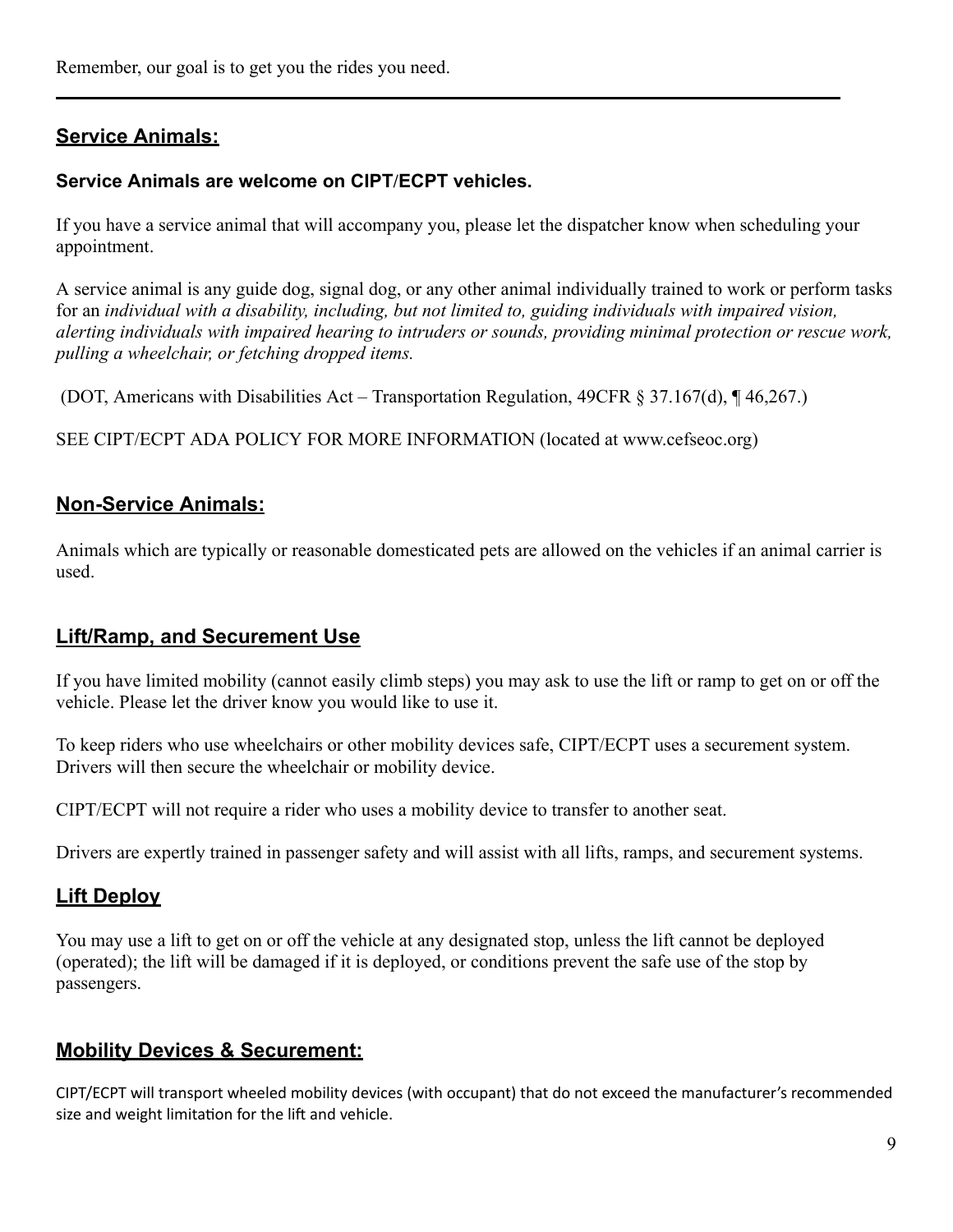Remember, our goal is to get you the rides you need.

---

## Service Animals:

**Service Animals are welcome on CIPT/ECPT vehicles.**

If you have a service animal that will accompany you, please let the dispatcher know when scheduling your appointment.

A service animal is any guide dog, signal dog, or any other animal individually trained to work or perform tasks for an *individual with a disability, including, but not limited to, guiding individuals with impaired vision, alerting individuals with impaired hearing to intruders or sounds, providing minimal protection or rescue work, pulling a wheelchair, or fetching dropped items.*

(DOT, Americans with Disabilities Act – Transportation Regulation, 49CFR § 37.167(d), ¶ 46,267.)

SEE CIPT/ECPT ADA POLICY FOR MORE INFORMATION (located at www.cefseoc.org)

## Non-Service Animals:

Animals which are typically or reasonable domesticated pets are allowed on the vehicles if an animal carrier is used.

## Lift/Ramp, and Securement Use

If you have limited mobility (cannot easily climb steps) you may ask to use the lift or ramp to get on or off the vehicle. Please let the driver know you would like to use it.

To keep riders who use wheelchairs or other mobility devices safe, CIPT/ECPT uses a securement system. Drivers will then secure the wheelchair or mobility device.

CIPT/ECPT will not require a rider who uses a mobility device to transfer to another seat.

Drivers are expertly trained in passenger safety and will assist with all lifts, ramps, and securement systems.

## Lift Deploy

You may use a lift to get on or off the vehicle at any designated stop, unless the lift cannot be deployed (operated); the lift will be damaged if it is deployed, or conditions prevent the safe use of the stop by passengers.

## Mobility Devices & Securement:

CIPT/ECPT will transport wheeled mobility devices (with occupant) that do not exceed the manufacturer's recommended size and weight limitation for the lift and vehicle.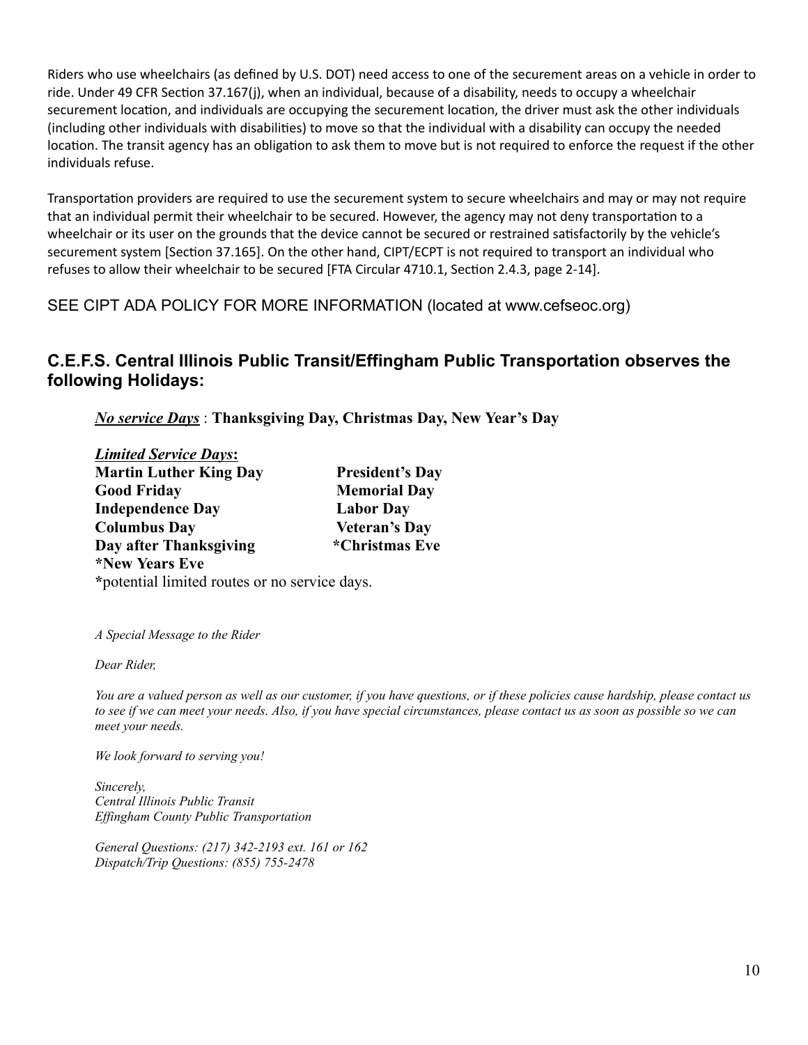Riders who use wheelchairs (as defined by U.S. DOT) need access to one of the securement areas on a vehicle in order to ride. Under 49 CFR Section 37.167(j), when an individual, because of a disability, needs to occupy a wheelchair securement location, and individuals are occupying the securement location, the driver must ask the other individuals (including other individuals with disabilities) to move so that the individual with a disability can occupy the needed location. The transit agency has an obligation to ask them to move but is not required to enforce the request if the other individuals refuse.

Transportation providers are required to use the securement system to secure wheelchairs and may or may not require that an individual permit their wheelchair to be secured. However, the agency may not deny transportation to a wheelchair or its user on the grounds that the device cannot be secured or restrained satisfactorily by the vehicle's securement system [Section 37.165]. On the other hand, CIPT/ECPT is not required to transport an individual who refuses to allow their wheelchair to be secured [FTA Circular 4710.1, Section 2.4.3, page 2-14].

SEE CIPT ADA POLICY FOR MORE INFORMATION (located at www.cefseoc.org)

## C.E.F.S. Central Illinois Public Transit/Effingham Public Transportation observes the following Holidays:

***No service Days*** : **Thanksgiving Day, Christmas Day, New Year's Day**

***Limited Service Days*:**

**Martin Luther King Day**
**President's Day**
**Good Friday**
**Memorial Day**
**Independence Day**
**Labor Day**
**Columbus Day**
**Veteran's Day**
**Day after Thanksgiving**
**\*Christmas Eve**
**\*New Years Eve**

**\***potential limited routes or no service days.

*A Special Message to the Rider*

*Dear Rider,*

*You are a valued person as well as our customer, if you have questions, or if these policies cause hardship, please contact us to see if we can meet your needs. Also, if you have special circumstances, please contact us as soon as possible so we can meet your needs.*

*We look forward to serving you!*

*Sincerely,*
*Central Illinois Public Transit*
*Effingham County Public Transportation*

*General Questions: (217) 342-2193 ext. 161 or 162*
*Dispatch/Trip Questions: (855) 755-2478*